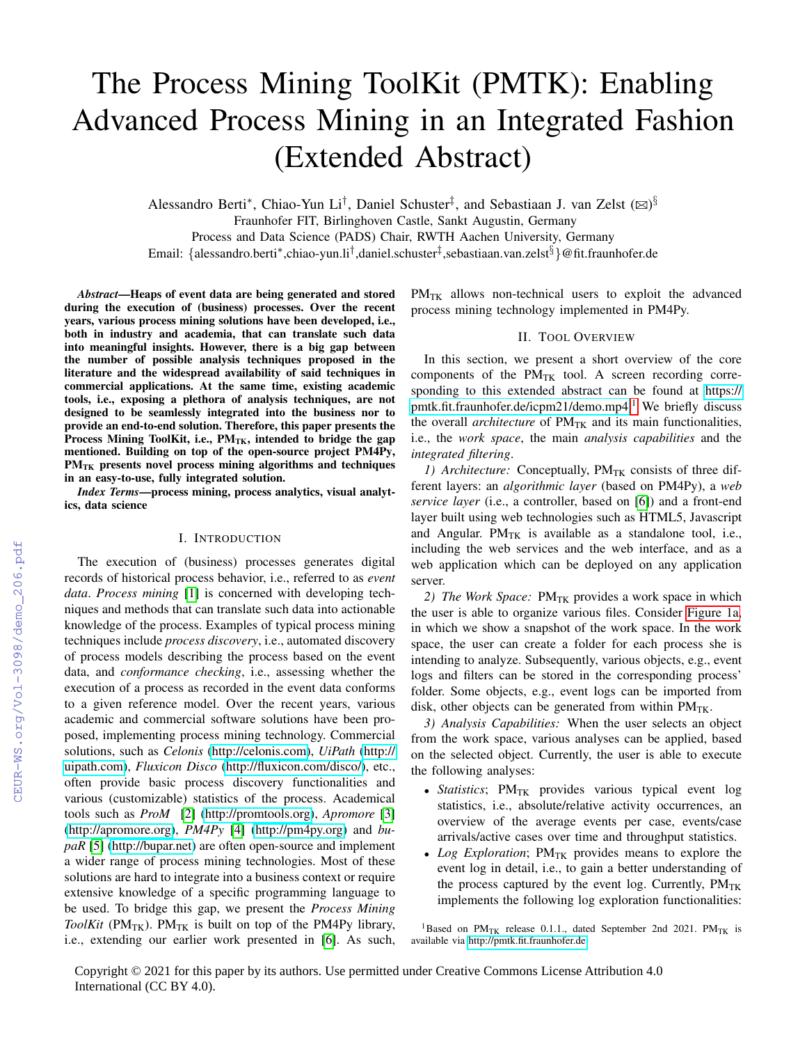# The Process Mining ToolKit (PMTK): Enabling Advanced Process Mining in an Integrated Fashion (Extended Abstract)

Alessandro Berti*, Chiao-Yun Li†, Daniel Schuster‡, and Sebastiaan J. van Zelst (✉)§

Fraunhofer FIT, Birlinghoven Castle, Sankt Augustin, Germany

Process and Data Science (PADS) Chair, RWTH Aachen University, Germany

Email: {alessandro.berti*,chiao-yun.li†,daniel.schuster‡,sebastiaan.van.zelst§}@fit.fraunhofer.de

***Abstract*—Heaps of event data are being generated and stored during the execution of (business) processes. Over the recent years, various process mining solutions have been developed, i.e., both in industry and academia, that can translate such data into meaningful insights. However, there is a big gap between the number of possible analysis techniques proposed in the literature and the widespread availability of said techniques in commercial applications. At the same time, existing academic tools, i.e., exposing a plethora of analysis techniques, are not designed to be seamlessly integrated into the business nor to provide an end-to-end solution. Therefore, this paper presents the Process Mining ToolKit, i.e., $\text{PM}_{\text{TK}}$, intended to bridge the gap mentioned. Building on top of the open-source project PM4Py, $\text{PM}_{\text{TK}}$ presents novel process mining algorithms and techniques in an easy-to-use, fully integrated solution.**

***Index Terms*—process mining, process analytics, visual analytics, data science**

## I. Introduction

The execution of (business) processes generates digital records of historical process behavior, i.e., referred to as *event data*. *Process mining* [1] is concerned with developing techniques and methods that can translate such data into actionable knowledge of the process. Examples of typical process mining techniques include *process discovery*, i.e., automated discovery of process models describing the process based on the event data, and *conformance checking*, i.e., assessing whether the execution of a process as recorded in the event data conforms to a given reference model. Over the recent years, various academic and commercial software solutions have been proposed, implementing process mining technology. Commercial solutions, such as *Celonis* (http://celonis.com), *UiPath* (http://uipath.com), *Fluxicon Disco* (http://fluxicon.com/disco/), etc., often provide basic process discovery functionalities and various (customizable) statistics of the process. Academical tools such as *ProM* [2] (http://promtools.org), *Apromore* [3] (http://apromore.org), *PM4Py* [4] (http://pm4py.org) and *bupaR* [5] (http://bupar.net) are often open-source and implement a wider range of process mining technologies. Most of these solutions are hard to integrate into a business context or require extensive knowledge of a specific programming language to be used. To bridge this gap, we present the *Process Mining ToolKit* ($\text{PM}_{\text{TK}}$). $\text{PM}_{\text{TK}}$ is built on top of the PM4Py library, i.e., extending our earlier work presented in [6]. As such, $\text{PM}_{\text{TK}}$ allows non-technical users to exploit the advanced process mining technology implemented in PM4Py.

## II. Tool Overview

In this section, we present a short overview of the core components of the $\text{PM}_{\text{TK}}$ tool. A screen recording corresponding to this extended abstract can be found at https://pmtk.fit.fraunhofer.de/icpm21/demo.mp4.[1] We briefly discuss the overall *architecture* of $\text{PM}_{\text{TK}}$ and its main functionalities, i.e., the *work space*, the main *analysis capabilities* and the *integrated filtering*.

*1) Architecture:* Conceptually, $\text{PM}_{\text{TK}}$ consists of three different layers: an *algorithmic layer* (based on PM4Py), a *web service layer* (i.e., a controller, based on [6]) and a front-end layer built using web technologies such as HTML5, Javascript and Angular. $\text{PM}_{\text{TK}}$ is available as a standalone tool, i.e., including the web services and the web interface, and as a web application which can be deployed on any application server.

*2) The Work Space:* $\text{PM}_{\text{TK}}$ provides a work space in which the user is able to organize various files. Consider Figure 1a, in which we show a snapshot of the work space. In the work space, the user can create a folder for each process she is intending to analyze. Subsequently, various objects, e.g., event logs and filters can be stored in the corresponding process' folder. Some objects, e.g., event logs can be imported from disk, other objects can be generated from within $\text{PM}_{\text{TK}}$.

*3) Analysis Capabilities:* When the user selects an object from the work space, various analyses can be applied, based on the selected object. Currently, the user is able to execute the following analyses:

- *Statistics*; $\text{PM}_{\text{TK}}$ provides various typical event log statistics, i.e., absolute/relative activity occurrences, an overview of the average events per case, events/case arrivals/active cases over time and throughput statistics.
- *Log Exploration*; $\text{PM}_{\text{TK}}$ provides means to explore the event log in detail, i.e., to gain a better understanding of the process captured by the event log. Currently, $\text{PM}_{\text{TK}}$ implements the following log exploration functionalities:

[1] Based on $\text{PM}_{\text{TK}}$ release 0.1.1., dated September 2nd 2021. $\text{PM}_{\text{TK}}$ is available via http://pmtk.fit.fraunhofer.de

Copyright © 2021 for this paper by its authors. Use permitted under Creative Commons License Attribution 4.0 International (CC BY 4.0).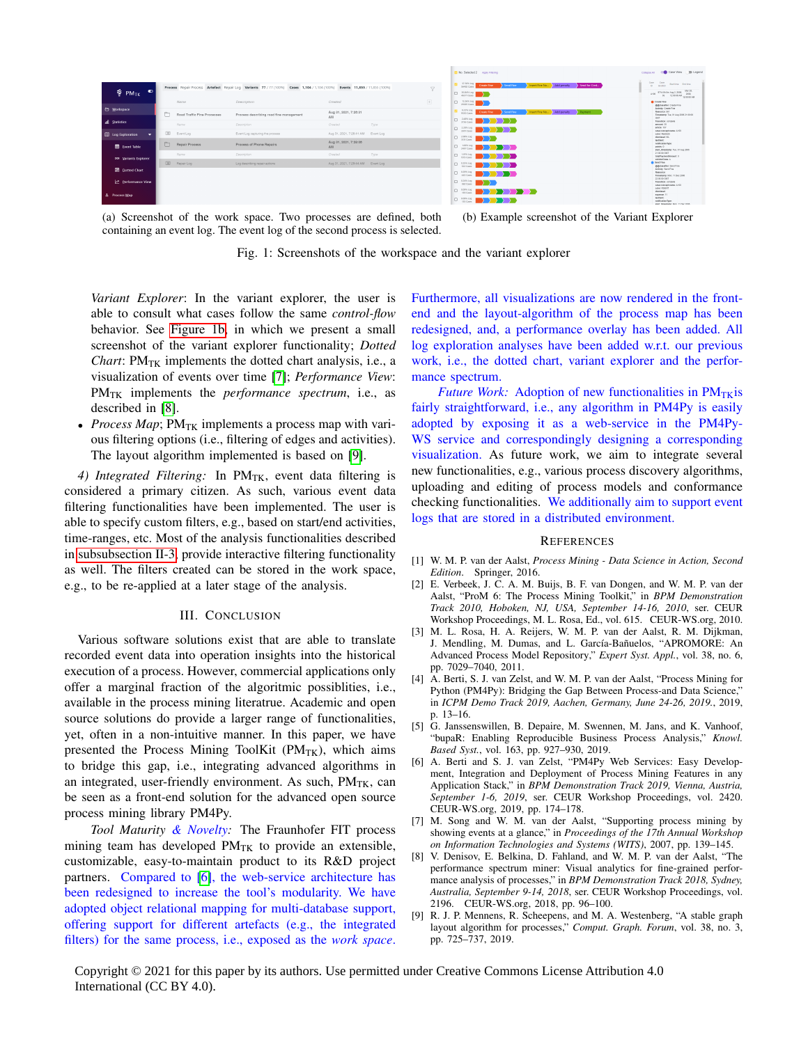(a) Screenshot of the work space. Two processes are defined, both containing an event log. The event log of the second process is selected.

(b) Example screenshot of the Variant Explorer

Fig. 1: Screenshots of the workspace and the variant explorer

*Variant Explorer*: In the variant explorer, the user is able to consult what cases follow the same *control-flow* behavior. See Figure 1b, in which we present a small screenshot of the variant explorer functionality; *Dotted Chart*: $\text{PM}_{\text{TK}}$ implements the dotted chart analysis, i.e., a visualization of events over time [7]; *Performance View*: $\text{PM}_{\text{TK}}$ implements the *performance spectrum*, i.e., as described in [8].

- *Process Map*; $\text{PM}_{\text{TK}}$ implements a process map with various filtering options (i.e., filtering of edges and activities). The layout algorithm implemented is based on [9].

*4) Integrated Filtering:* In $\text{PM}_{\text{TK}}$, event data filtering is considered a primary citizen. As such, various event data filtering functionalities have been implemented. The user is able to specify custom filters, e.g., based on start/end activities, time-ranges, etc. Most of the analysis functionalities described in subsubsection II-3, provide interactive filtering functionality as well. The filters created can be stored in the work space, e.g., to be re-applied at a later stage of the analysis.

## III. Conclusion

Various software solutions exist that are able to translate recorded event data into operation insights into the historical execution of a process. However, commercial applications only offer a marginal fraction of the algoritmic possiblities, i.e., available in the process mining literatrue. Academic and open source solutions do provide a larger range of functionalities, yet, often in a non-intuitive manner. In this paper, we have presented the Process Mining ToolKit ($\text{PM}_{\text{TK}}$), which aims to bridge this gap, i.e., integrating advanced algorithms in an integrated, user-friendly environment. As such, $\text{PM}_{\text{TK}}$, can be seen as a front-end solution for the advanced open source process mining library PM4Py.

*Tool Maturity & Novelty:* The Fraunhofer FIT process mining team has developed $\text{PM}_{\text{TK}}$ to provide an extensible, customizable, easy-to-maintain product to its R&D project partners. Compared to [6], the web-service architecture has been redesigned to increase the tool's modularity. We have adopted object relational mapping for multi-database support, offering support for different artefacts (e.g., the integrated filters) for the same process, i.e., exposed as the *work space*. Furthermore, all visualizations are now rendered in the front-end and the layout-algorithm of the process map has been redesigned, and, a performance overlay has been added. All log exploration analyses have been added w.r.t. our previous work, i.e., the dotted chart, variant explorer and the performance spectrum.

*Future Work:* Adoption of new functionalities in $\text{PM}_{\text{TK}}$is fairly straightforward, i.e., any algorithm in PM4Py is easily adopted by exposing it as a web-service in the PM4Py-WS service and correspondingly designing a corresponding visualization. As future work, we aim to integrate several new functionalities, e.g., various process discovery algorithms, uploading and editing of process models and conformance checking functionalities. We additionally aim to support event logs that are stored in a distributed environment.

## References

[1] W. M. P. van der Aalst, *Process Mining - Data Science in Action, Second Edition*. Springer, 2016.

[2] E. Verbeek, J. C. A. M. Buijs, B. F. van Dongen, and W. M. P. van der Aalst, "ProM 6: The Process Mining Toolkit," in *BPM Demonstration Track 2010, Hoboken, NJ, USA, September 14-16, 2010*, ser. CEUR Workshop Proceedings, M. L. Rosa, Ed., vol. 615. CEUR-WS.org, 2010.

[3] M. L. Rosa, H. A. Reijers, W. M. P. van der Aalst, R. M. Dijkman, J. Mendling, M. Dumas, and L. García-Bañuelos, "APROMORE: An Advanced Process Model Repository," *Expert Syst. Appl.*, vol. 38, no. 6, pp. 7029–7040, 2011.

[4] A. Berti, S. J. van Zelst, and W. M. P. van der Aalst, "Process Mining for Python (PM4Py): Bridging the Gap Between Process-and Data Science," in *ICPM Demo Track 2019, Aachen, Germany, June 24-26, 2019.*, 2019, p. 13–16.

[5] G. Janssenswillen, B. Depaire, M. Swennen, M. Jans, and K. Vanhoof, "bupaR: Enabling Reproducible Business Process Analysis," *Knowl. Based Syst.*, vol. 163, pp. 927–930, 2019.

[6] A. Berti and S. J. van Zelst, "PM4Py Web Services: Easy Development, Integration and Deployment of Process Mining Features in any Application Stack," in *BPM Demonstration Track 2019, Vienna, Austria, September 1-6, 2019*, ser. CEUR Workshop Proceedings, vol. 2420. CEUR-WS.org, 2019, pp. 174–178.

[7] M. Song and W. M. van der Aalst, "Supporting process mining by showing events at a glance," in *Proceedings of the 17th Annual Workshop on Information Technologies and Systems (WITS)*, 2007, pp. 139–145.

[8] V. Denisov, E. Belkina, D. Fahland, and W. M. P. van der Aalst, "The performance spectrum miner: Visual analytics for fine-grained performance analysis of processes," in *BPM Demonstration Track 2018, Sydney, Australia, September 9-14, 2018*, ser. CEUR Workshop Proceedings, vol. 2196. CEUR-WS.org, 2018, pp. 96–100.

[9] R. J. P. Mennens, R. Scheepens, and M. A. Westenberg, "A stable graph layout algorithm for processes," *Comput. Graph. Forum*, vol. 38, no. 3, pp. 725–737, 2019.

Copyright © 2021 for this paper by its authors. Use permitted under Creative Commons License Attribution 4.0 International (CC BY 4.0).